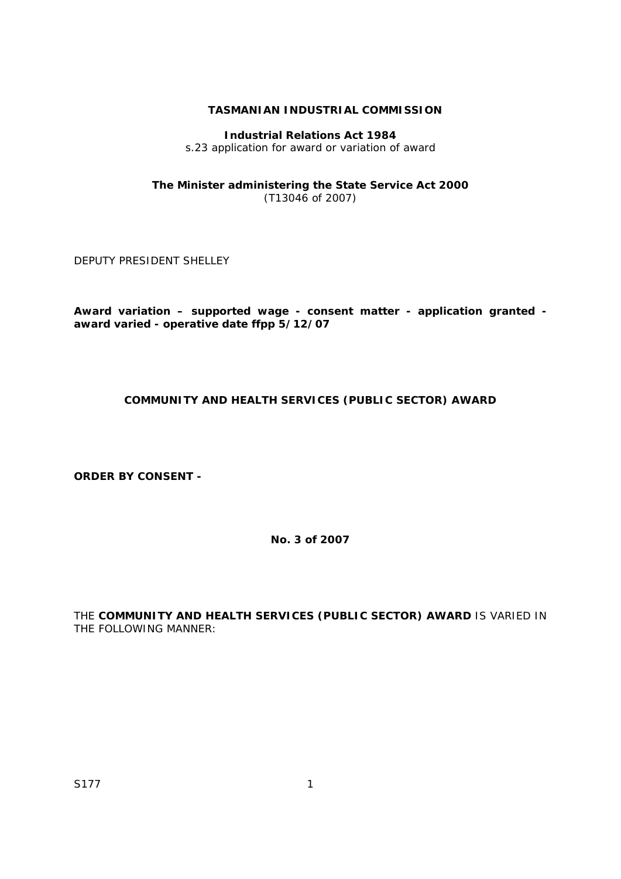**TASMANIAN INDUSTRIAL COMMISSION**

**Industrial Relations Act 1984**
s.23 application for award or variation of award

**The Minister administering the State Service Act 2000**
(T13046 of 2007)

DEPUTY PRESIDENT SHELLEY

**Award variation – supported wage - consent matter - application granted - award varied - operative date ffpp 5/12/07**

**COMMUNITY AND HEALTH SERVICES (PUBLIC SECTOR) AWARD**

**ORDER BY CONSENT -**

**No. 3 of 2007**

THE **COMMUNITY AND HEALTH SERVICES (PUBLIC SECTOR) AWARD** IS VARIED IN THE FOLLOWING MANNER:

S177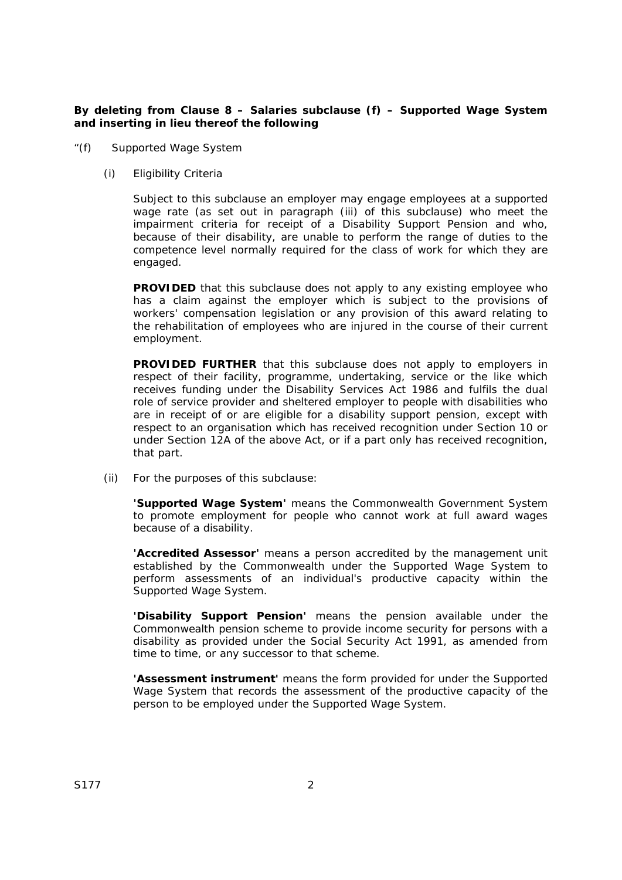**By deleting from Clause 8 – Salaries subclause (f) – Supported Wage System and inserting in lieu thereof the following**

"(f) Supported Wage System

(i) Eligibility Criteria

Subject to this subclause an employer may engage employees at a supported wage rate (as set out in paragraph (iii) of this subclause) who meet the impairment criteria for receipt of a Disability Support Pension and who, because of their disability, are unable to perform the range of duties to the competence level normally required for the class of work for which they are engaged.

**PROVIDED** that this subclause does not apply to any existing employee who has a claim against the employer which is subject to the provisions of workers' compensation legislation or any provision of this award relating to the rehabilitation of employees who are injured in the course of their current employment.

**PROVIDED FURTHER** that this subclause does not apply to employers in respect of their facility, programme, undertaking, service or the like which receives funding under the Disability Services Act 1986 and fulfils the dual role of service provider and sheltered employer to people with disabilities who are in receipt of or are eligible for a disability support pension, except with respect to an organisation which has received recognition under Section 10 or under Section 12A of the above Act, or if a part only has received recognition, that part.

(ii) For the purposes of this subclause:

**'Supported Wage System'** means the Commonwealth Government System to promote employment for people who cannot work at full award wages because of a disability.

**'Accredited Assessor'** means a person accredited by the management unit established by the Commonwealth under the Supported Wage System to perform assessments of an individual's productive capacity within the Supported Wage System.

**'Disability Support Pension'** means the pension available under the Commonwealth pension scheme to provide income security for persons with a disability as provided under the Social Security Act 1991, as amended from time to time, or any successor to that scheme.

**'Assessment instrument'** means the form provided for under the Supported Wage System that records the assessment of the productive capacity of the person to be employed under the Supported Wage System.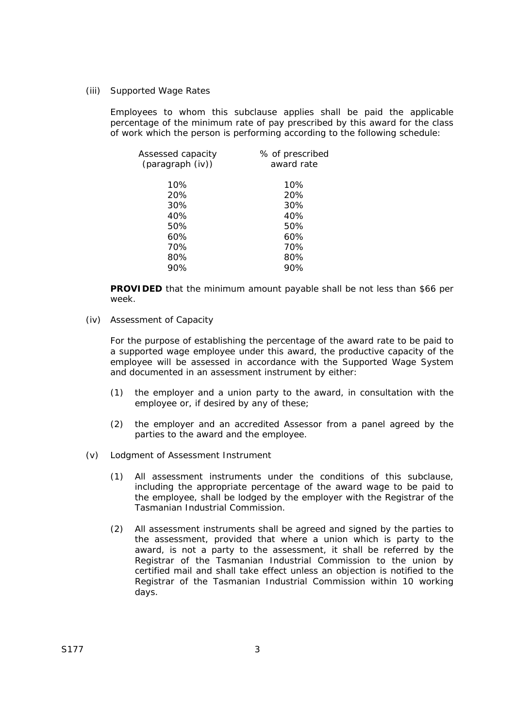(iii) Supported Wage Rates

Employees to whom this subclause applies shall be paid the applicable percentage of the minimum rate of pay prescribed by this award for the class of work which the person is performing according to the following schedule:

| Assessed capacity (paragraph (iv)) | % of prescribed award rate |
|---|---|
| 10% | 10% |
| 20% | 20% |
| 30% | 30% |
| 40% | 40% |
| 50% | 50% |
| 60% | 60% |
| 70% | 70% |
| 80% | 80% |
| 90% | 90% |

**PROVIDED** that the minimum amount payable shall be not less than $66 per week.

(iv) Assessment of Capacity

For the purpose of establishing the percentage of the award rate to be paid to a supported wage employee under this award, the productive capacity of the employee will be assessed in accordance with the Supported Wage System and documented in an assessment instrument by either:

(1) the employer and a union party to the award, in consultation with the employee or, if desired by any of these;

(2) the employer and an accredited Assessor from a panel agreed by the parties to the award and the employee.

(v) Lodgment of Assessment Instrument

(1) All assessment instruments under the conditions of this subclause, including the appropriate percentage of the award wage to be paid to the employee, shall be lodged by the employer with the Registrar of the Tasmanian Industrial Commission.

(2) All assessment instruments shall be agreed and signed by the parties to the assessment, provided that where a union which is party to the award, is not a party to the assessment, it shall be referred by the Registrar of the Tasmanian Industrial Commission to the union by certified mail and shall take effect unless an objection is notified to the Registrar of the Tasmanian Industrial Commission within 10 working days.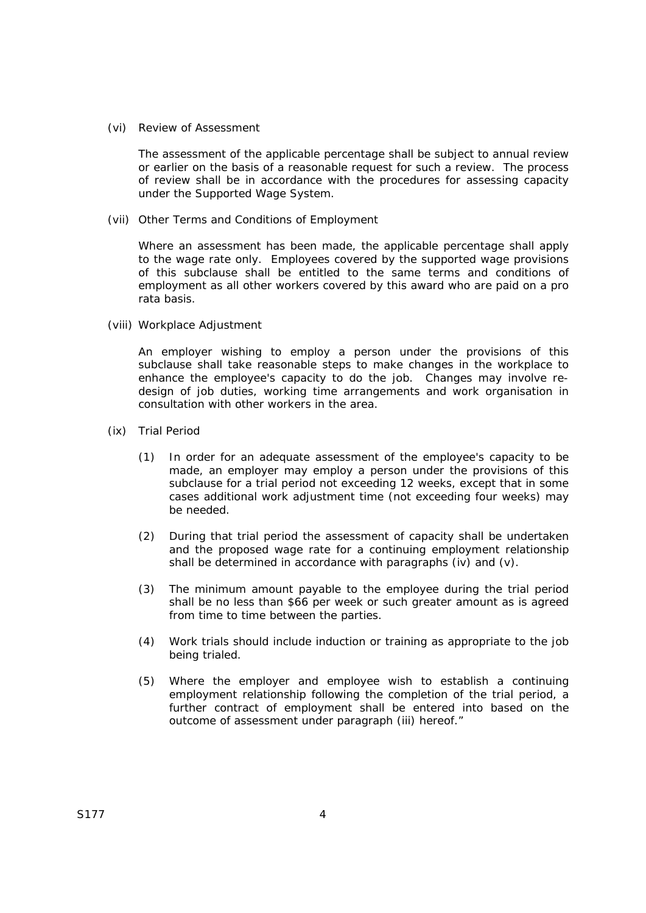(vi) Review of Assessment

The assessment of the applicable percentage shall be subject to annual review or earlier on the basis of a reasonable request for such a review. The process of review shall be in accordance with the procedures for assessing capacity under the Supported Wage System.

(vii) Other Terms and Conditions of Employment

Where an assessment has been made, the applicable percentage shall apply to the wage rate only. Employees covered by the supported wage provisions of this subclause shall be entitled to the same terms and conditions of employment as all other workers covered by this award who are paid on a pro rata basis.

(viii) Workplace Adjustment

An employer wishing to employ a person under the provisions of this subclause shall take reasonable steps to make changes in the workplace to enhance the employee's capacity to do the job. Changes may involve re-design of job duties, working time arrangements and work organisation in consultation with other workers in the area.

(ix) Trial Period

(1) In order for an adequate assessment of the employee's capacity to be made, an employer may employ a person under the provisions of this subclause for a trial period not exceeding 12 weeks, except that in some cases additional work adjustment time (not exceeding four weeks) may be needed.

(2) During that trial period the assessment of capacity shall be undertaken and the proposed wage rate for a continuing employment relationship shall be determined in accordance with paragraphs (iv) and (v).

(3) The minimum amount payable to the employee during the trial period shall be no less than $66 per week or such greater amount as is agreed from time to time between the parties.

(4) Work trials should include induction or training as appropriate to the job being trialed.

(5) Where the employer and employee wish to establish a continuing employment relationship following the completion of the trial period, a further contract of employment shall be entered into based on the outcome of assessment under paragraph (iii) hereof."

S177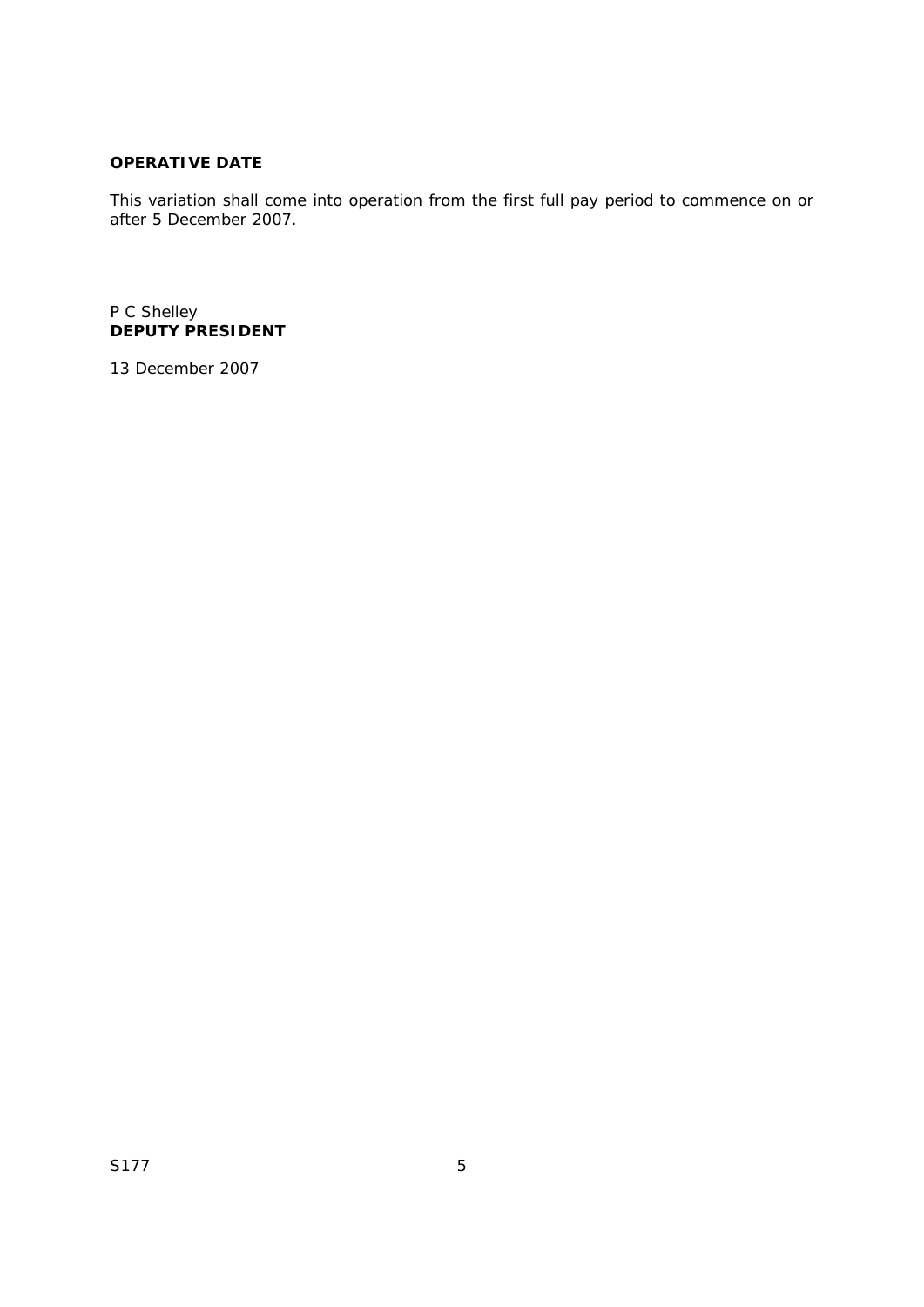**OPERATIVE DATE**

This variation shall come into operation from the first full pay period to commence on or after 5 December 2007.

P C Shelley
**DEPUTY PRESIDENT**

13 December 2007

S177